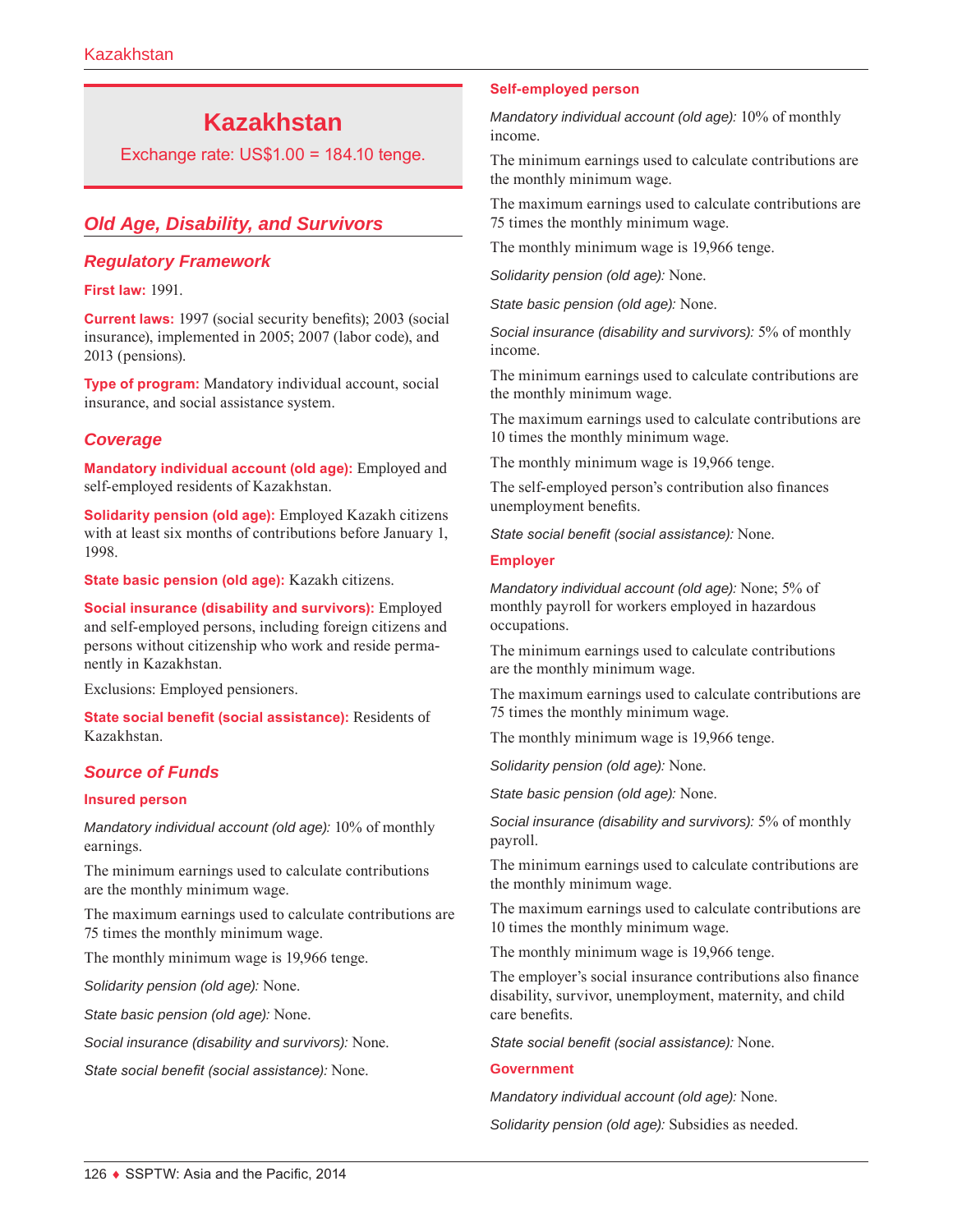# Kazakhstan

Exchange rate: US$1.00 = 184.10 tenge.

## Old Age, Disability, and Survivors

### Regulatory Framework

**First law:** 1991.

**Current laws:** 1997 (social security benefits); 2003 (social insurance), implemented in 2005; 2007 (labor code), and 2013 (pensions).

**Type of program:** Mandatory individual account, social insurance, and social assistance system.

### Coverage

**Mandatory individual account (old age):** Employed and self-employed residents of Kazakhstan.

**Solidarity pension (old age):** Employed Kazakh citizens with at least six months of contributions before January 1, 1998.

**State basic pension (old age):** Kazakh citizens.

**Social insurance (disability and survivors):** Employed and self-employed persons, including foreign citizens and persons without citizenship who work and reside permanently in Kazakhstan.

Exclusions: Employed pensioners.

**State social benefit (social assistance):** Residents of Kazakhstan.

### Source of Funds

**Insured person**

*Mandatory individual account (old age):* 10% of monthly earnings.

The minimum earnings used to calculate contributions are the monthly minimum wage.

The maximum earnings used to calculate contributions are 75 times the monthly minimum wage.

The monthly minimum wage is 19,966 tenge.

*Solidarity pension (old age):* None.

*State basic pension (old age):* None.

*Social insurance (disability and survivors):* None.

*State social benefit (social assistance):* None.

**Self-employed person**

*Mandatory individual account (old age):* 10% of monthly income.

The minimum earnings used to calculate contributions are the monthly minimum wage.

The maximum earnings used to calculate contributions are 75 times the monthly minimum wage.

The monthly minimum wage is 19,966 tenge.

*Solidarity pension (old age):* None.

*State basic pension (old age):* None.

*Social insurance (disability and survivors):* 5% of monthly income.

The minimum earnings used to calculate contributions are the monthly minimum wage.

The maximum earnings used to calculate contributions are 10 times the monthly minimum wage.

The monthly minimum wage is 19,966 tenge.

The self-employed person's contribution also finances unemployment benefits.

*State social benefit (social assistance):* None.

**Employer**

*Mandatory individual account (old age):* None; 5% of monthly payroll for workers employed in hazardous occupations.

The minimum earnings used to calculate contributions are the monthly minimum wage.

The maximum earnings used to calculate contributions are 75 times the monthly minimum wage.

The monthly minimum wage is 19,966 tenge.

*Solidarity pension (old age):* None.

*State basic pension (old age):* None.

*Social insurance (disability and survivors):* 5% of monthly payroll.

The minimum earnings used to calculate contributions are the monthly minimum wage.

The maximum earnings used to calculate contributions are 10 times the monthly minimum wage.

The monthly minimum wage is 19,966 tenge.

The employer's social insurance contributions also finance disability, survivor, unemployment, maternity, and child care benefits.

*State social benefit (social assistance):* None.

**Government**

*Mandatory individual account (old age):* None.

*Solidarity pension (old age):* Subsidies as needed.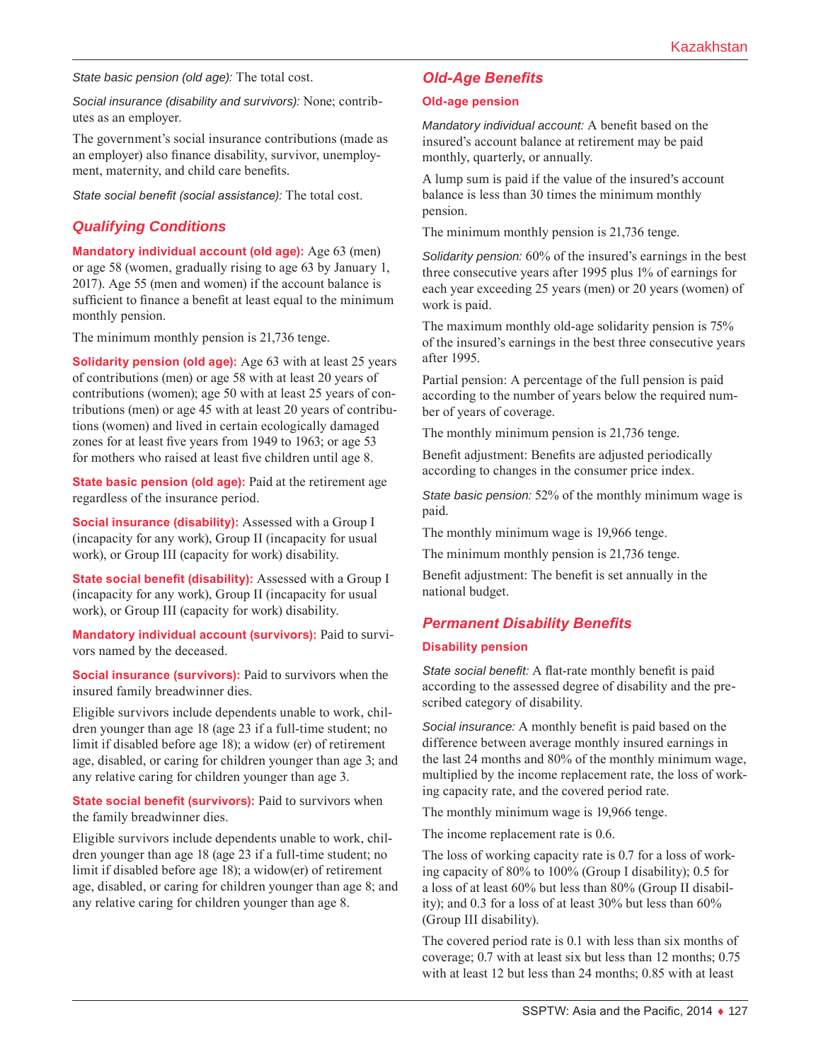*State basic pension (old age):* The total cost.

*Social insurance (disability and survivors):* None; contributes as an employer.

The government's social insurance contributions (made as an employer) also finance disability, survivor, unemployment, maternity, and child care benefits.

*State social benefit (social assistance):* The total cost.

## Qualifying Conditions

**Mandatory individual account (old age):** Age 63 (men) or age 58 (women, gradually rising to age 63 by January 1, 2017). Age 55 (men and women) if the account balance is sufficient to finance a benefit at least equal to the minimum monthly pension.

The minimum monthly pension is 21,736 tenge.

**Solidarity pension (old age):** Age 63 with at least 25 years of contributions (men) or age 58 with at least 20 years of contributions (women); age 50 with at least 25 years of contributions (men) or age 45 with at least 20 years of contributions (women) and lived in certain ecologically damaged zones for at least five years from 1949 to 1963; or age 53 for mothers who raised at least five children until age 8.

**State basic pension (old age):** Paid at the retirement age regardless of the insurance period.

**Social insurance (disability):** Assessed with a Group I (incapacity for any work), Group II (incapacity for usual work), or Group III (capacity for work) disability.

**State social benefit (disability):** Assessed with a Group I (incapacity for any work), Group II (incapacity for usual work), or Group III (capacity for work) disability.

**Mandatory individual account (survivors):** Paid to survivors named by the deceased.

**Social insurance (survivors):** Paid to survivors when the insured family breadwinner dies.

Eligible survivors include dependents unable to work, children younger than age 18 (age 23 if a full-time student; no limit if disabled before age 18); a widow (er) of retirement age, disabled, or caring for children younger than age 3; and any relative caring for children younger than age 3.

**State social benefit (survivors):** Paid to survivors when the family breadwinner dies.

Eligible survivors include dependents unable to work, children younger than age 18 (age 23 if a full-time student; no limit if disabled before age 18); a widow(er) of retirement age, disabled, or caring for children younger than age 8; and any relative caring for children younger than age 8.

## Old-Age Benefits

### Old-age pension

*Mandatory individual account:* A benefit based on the insured's account balance at retirement may be paid monthly, quarterly, or annually.

A lump sum is paid if the value of the insured's account balance is less than 30 times the minimum monthly pension.

The minimum monthly pension is 21,736 tenge.

*Solidarity pension:* 60% of the insured's earnings in the best three consecutive years after 1995 plus 1% of earnings for each year exceeding 25 years (men) or 20 years (women) of work is paid.

The maximum monthly old-age solidarity pension is 75% of the insured's earnings in the best three consecutive years after 1995.

Partial pension: A percentage of the full pension is paid according to the number of years below the required number of years of coverage.

The monthly minimum pension is 21,736 tenge.

Benefit adjustment: Benefits are adjusted periodically according to changes in the consumer price index.

*State basic pension:* 52% of the monthly minimum wage is paid.

The monthly minimum wage is 19,966 tenge.

The minimum monthly pension is 21,736 tenge.

Benefit adjustment: The benefit is set annually in the national budget.

## Permanent Disability Benefits

### Disability pension

*State social benefit:* A flat-rate monthly benefit is paid according to the assessed degree of disability and the prescribed category of disability.

*Social insurance:* A monthly benefit is paid based on the difference between average monthly insured earnings in the last 24 months and 80% of the monthly minimum wage, multiplied by the income replacement rate, the loss of working capacity rate, and the covered period rate.

The monthly minimum wage is 19,966 tenge.

The income replacement rate is 0.6.

The loss of working capacity rate is 0.7 for a loss of working capacity of 80% to 100% (Group I disability); 0.5 for a loss of at least 60% but less than 80% (Group II disability); and 0.3 for a loss of at least 30% but less than 60% (Group III disability).

The covered period rate is 0.1 with less than six months of coverage; 0.7 with at least six but less than 12 months; 0.75 with at least 12 but less than 24 months; 0.85 with at least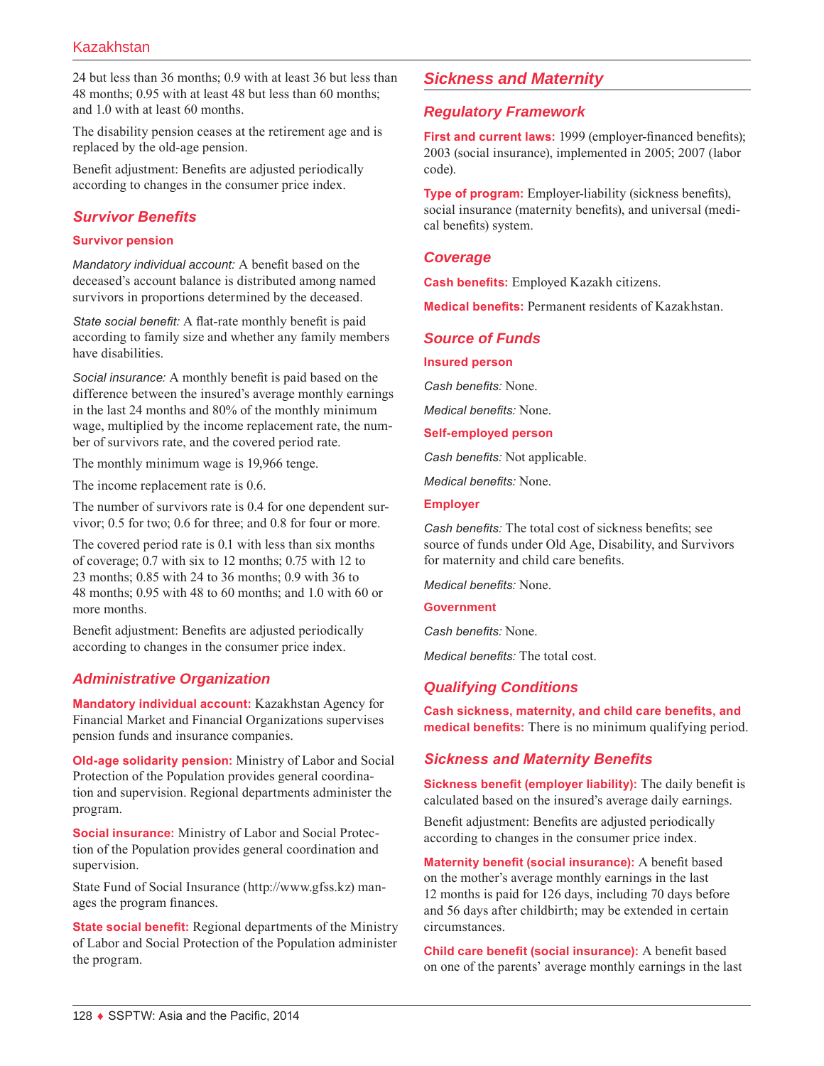24 but less than 36 months; 0.9 with at least 36 but less than 48 months; 0.95 with at least 48 but less than 60 months; and 1.0 with at least 60 months.

The disability pension ceases at the retirement age and is replaced by the old-age pension.

Benefit adjustment: Benefits are adjusted periodically according to changes in the consumer price index.

## Survivor Benefits

### Survivor pension

*Mandatory individual account:* A benefit based on the deceased's account balance is distributed among named survivors in proportions determined by the deceased.

*State social benefit:* A flat-rate monthly benefit is paid according to family size and whether any family members have disabilities.

*Social insurance:* A monthly benefit is paid based on the difference between the insured's average monthly earnings in the last 24 months and 80% of the monthly minimum wage, multiplied by the income replacement rate, the number of survivors rate, and the covered period rate.

The monthly minimum wage is 19,966 tenge.

The income replacement rate is 0.6.

The number of survivors rate is 0.4 for one dependent survivor; 0.5 for two; 0.6 for three; and 0.8 for four or more.

The covered period rate is 0.1 with less than six months of coverage; 0.7 with six to 12 months; 0.75 with 12 to 23 months; 0.85 with 24 to 36 months; 0.9 with 36 to 48 months; 0.95 with 48 to 60 months; and 1.0 with 60 or more months.

Benefit adjustment: Benefits are adjusted periodically according to changes in the consumer price index.

## Administrative Organization

**Mandatory individual account:** Kazakhstan Agency for Financial Market and Financial Organizations supervises pension funds and insurance companies.

**Old-age solidarity pension:** Ministry of Labor and Social Protection of the Population provides general coordination and supervision. Regional departments administer the program.

**Social insurance:** Ministry of Labor and Social Protection of the Population provides general coordination and supervision.

State Fund of Social Insurance (http://www.gfss.kz) manages the program finances.

**State social benefit:** Regional departments of the Ministry of Labor and Social Protection of the Population administer the program.

# Sickness and Maternity

## Regulatory Framework

**First and current laws:** 1999 (employer-financed benefits); 2003 (social insurance), implemented in 2005; 2007 (labor code).

**Type of program:** Employer-liability (sickness benefits), social insurance (maternity benefits), and universal (medical benefits) system.

## Coverage

**Cash benefits:** Employed Kazakh citizens.

**Medical benefits:** Permanent residents of Kazakhstan.

## Source of Funds

### Insured person

*Cash benefits:* None.

*Medical benefits:* None.

### Self-employed person

*Cash benefits:* Not applicable.

*Medical benefits:* None.

### Employer

*Cash benefits:* The total cost of sickness benefits; see source of funds under Old Age, Disability, and Survivors for maternity and child care benefits.

*Medical benefits:* None.

### Government

*Cash benefits:* None.

*Medical benefits:* The total cost.

## Qualifying Conditions

**Cash sickness, maternity, and child care benefits, and medical benefits:** There is no minimum qualifying period.

## Sickness and Maternity Benefits

**Sickness benefit (employer liability):** The daily benefit is calculated based on the insured's average daily earnings.

Benefit adjustment: Benefits are adjusted periodically according to changes in the consumer price index.

**Maternity benefit (social insurance):** A benefit based on the mother's average monthly earnings in the last 12 months is paid for 126 days, including 70 days before and 56 days after childbirth; may be extended in certain circumstances.

**Child care benefit (social insurance):** A benefit based on one of the parents' average monthly earnings in the last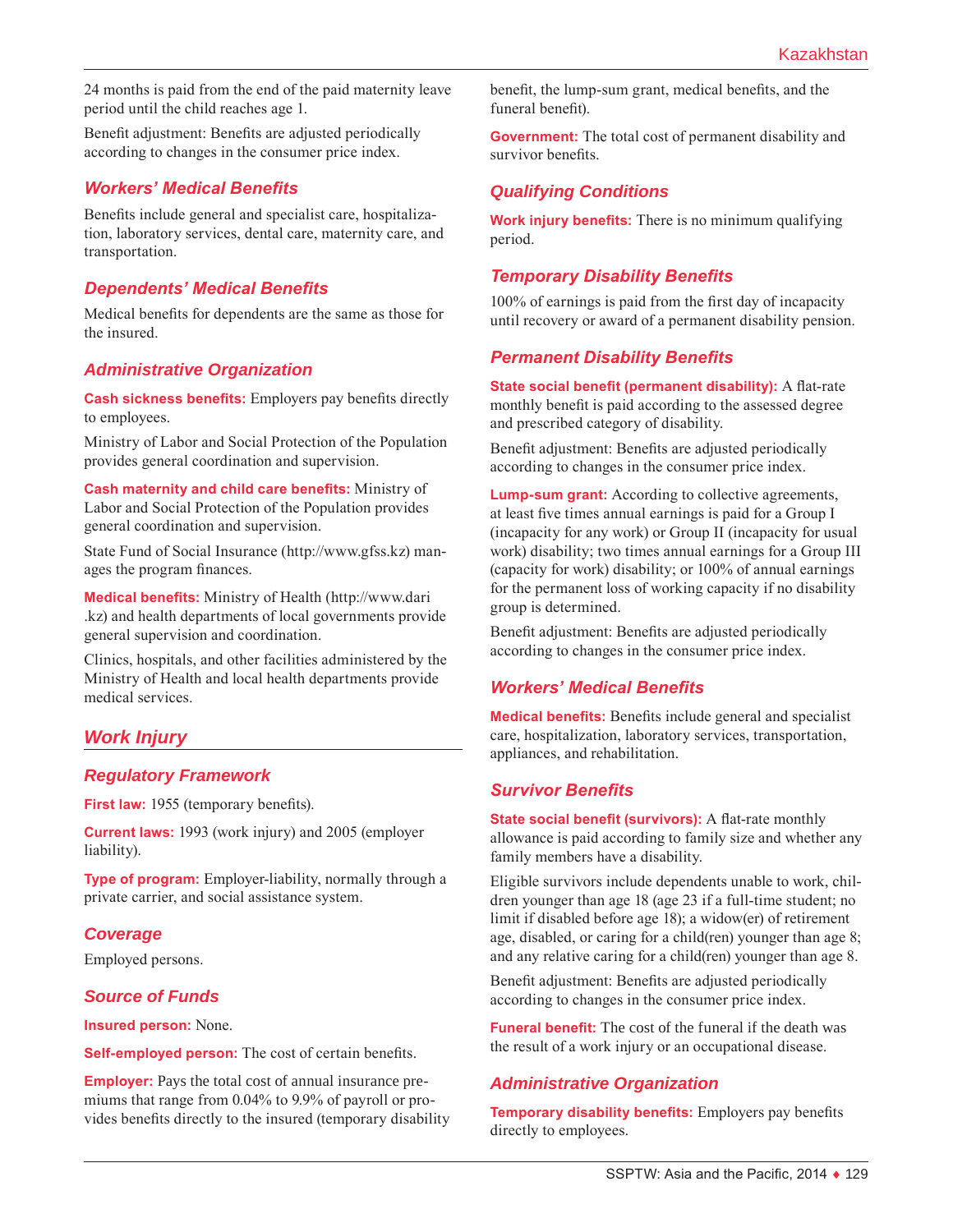24 months is paid from the end of the paid maternity leave period until the child reaches age 1.

Benefit adjustment: Benefits are adjusted periodically according to changes in the consumer price index.

### Workers' Medical Benefits

Benefits include general and specialist care, hospitalization, laboratory services, dental care, maternity care, and transportation.

### Dependents' Medical Benefits

Medical benefits for dependents are the same as those for the insured.

### Administrative Organization

**Cash sickness benefits:** Employers pay benefits directly to employees.

Ministry of Labor and Social Protection of the Population provides general coordination and supervision.

**Cash maternity and child care benefits:** Ministry of Labor and Social Protection of the Population provides general coordination and supervision.

State Fund of Social Insurance (http://www.gfss.kz) manages the program finances.

**Medical benefits:** Ministry of Health (http://www.dari.kz) and health departments of local governments provide general supervision and coordination.

Clinics, hospitals, and other facilities administered by the Ministry of Health and local health departments provide medical services.

## Work Injury

### Regulatory Framework

**First law:** 1955 (temporary benefits).

**Current laws:** 1993 (work injury) and 2005 (employer liability).

**Type of program:** Employer-liability, normally through a private carrier, and social assistance system.

### Coverage

Employed persons.

### Source of Funds

**Insured person:** None.

**Self-employed person:** The cost of certain benefits.

**Employer:** Pays the total cost of annual insurance premiums that range from 0.04% to 9.9% of payroll or provides benefits directly to the insured (temporary disability benefit, the lump-sum grant, medical benefits, and the funeral benefit).

**Government:** The total cost of permanent disability and survivor benefits.

### Qualifying Conditions

**Work injury benefits:** There is no minimum qualifying period.

### Temporary Disability Benefits

100% of earnings is paid from the first day of incapacity until recovery or award of a permanent disability pension.

### Permanent Disability Benefits

**State social benefit (permanent disability):** A flat-rate monthly benefit is paid according to the assessed degree and prescribed category of disability.

Benefit adjustment: Benefits are adjusted periodically according to changes in the consumer price index.

**Lump-sum grant:** According to collective agreements, at least five times annual earnings is paid for a Group I (incapacity for any work) or Group II (incapacity for usual work) disability; two times annual earnings for a Group III (capacity for work) disability; or 100% of annual earnings for the permanent loss of working capacity if no disability group is determined.

Benefit adjustment: Benefits are adjusted periodically according to changes in the consumer price index.

### Workers' Medical Benefits

**Medical benefits:** Benefits include general and specialist care, hospitalization, laboratory services, transportation, appliances, and rehabilitation.

### Survivor Benefits

**State social benefit (survivors):** A flat-rate monthly allowance is paid according to family size and whether any family members have a disability.

Eligible survivors include dependents unable to work, children younger than age 18 (age 23 if a full-time student; no limit if disabled before age 18); a widow(er) of retirement age, disabled, or caring for a child(ren) younger than age 8; and any relative caring for a child(ren) younger than age 8.

Benefit adjustment: Benefits are adjusted periodically according to changes in the consumer price index.

**Funeral benefit:** The cost of the funeral if the death was the result of a work injury or an occupational disease.

### Administrative Organization

**Temporary disability benefits:** Employers pay benefits directly to employees.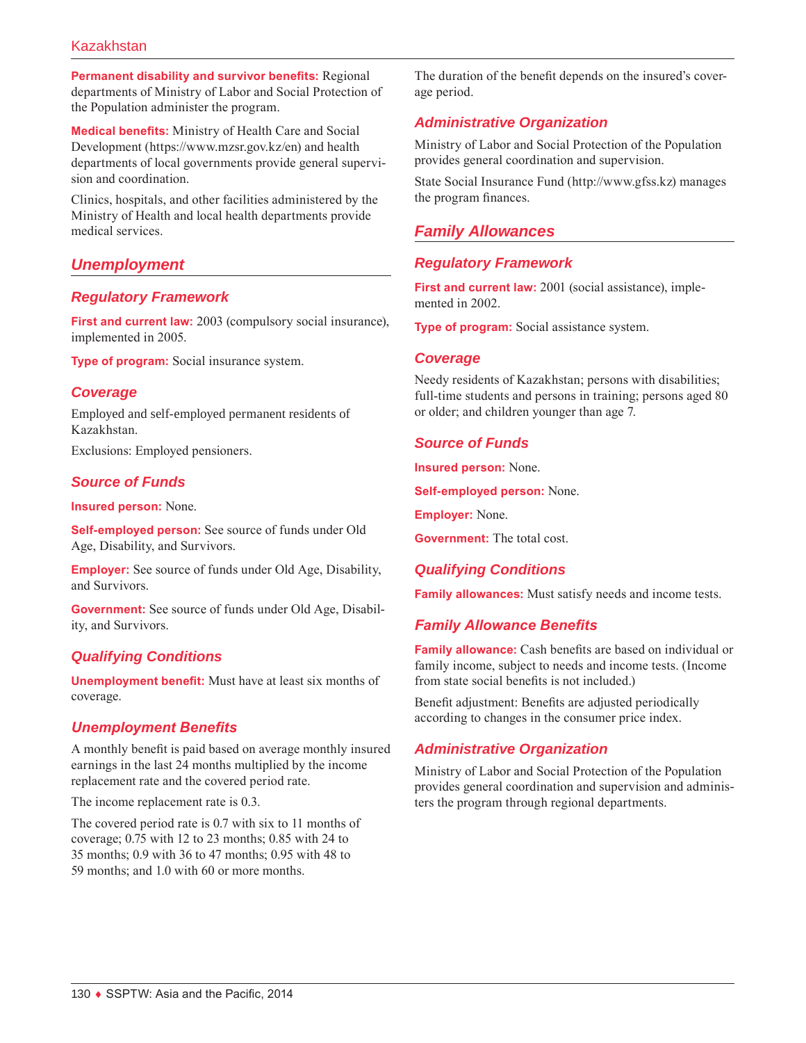**Permanent disability and survivor benefits:** Regional departments of Ministry of Labor and Social Protection of the Population administer the program.

**Medical benefits:** Ministry of Health Care and Social Development (https://www.mzsr.gov.kz/en) and health departments of local governments provide general supervision and coordination.

Clinics, hospitals, and other facilities administered by the Ministry of Health and local health departments provide medical services.

## Unemployment

### Regulatory Framework

**First and current law:** 2003 (compulsory social insurance), implemented in 2005.

**Type of program:** Social insurance system.

### Coverage

Employed and self-employed permanent residents of Kazakhstan.

Exclusions: Employed pensioners.

### Source of Funds

**Insured person:** None.

**Self-employed person:** See source of funds under Old Age, Disability, and Survivors.

**Employer:** See source of funds under Old Age, Disability, and Survivors.

**Government:** See source of funds under Old Age, Disability, and Survivors.

### Qualifying Conditions

**Unemployment benefit:** Must have at least six months of coverage.

### Unemployment Benefits

A monthly benefit is paid based on average monthly insured earnings in the last 24 months multiplied by the income replacement rate and the covered period rate.

The income replacement rate is 0.3.

The covered period rate is 0.7 with six to 11 months of coverage; 0.75 with 12 to 23 months; 0.85 with 24 to 35 months; 0.9 with 36 to 47 months; 0.95 with 48 to 59 months; and 1.0 with 60 or more months.

The duration of the benefit depends on the insured's coverage period.

### Administrative Organization

Ministry of Labor and Social Protection of the Population provides general coordination and supervision.

State Social Insurance Fund (http://www.gfss.kz) manages the program finances.

## Family Allowances

### Regulatory Framework

**First and current law:** 2001 (social assistance), implemented in 2002.

**Type of program:** Social assistance system.

### Coverage

Needy residents of Kazakhstan; persons with disabilities; full-time students and persons in training; persons aged 80 or older; and children younger than age 7.

### Source of Funds

**Insured person:** None.

**Self-employed person:** None.

**Employer:** None.

**Government:** The total cost.

### Qualifying Conditions

**Family allowances:** Must satisfy needs and income tests.

### Family Allowance Benefits

**Family allowance:** Cash benefits are based on individual or family income, subject to needs and income tests. (Income from state social benefits is not included.)

Benefit adjustment: Benefits are adjusted periodically according to changes in the consumer price index.

### Administrative Organization

Ministry of Labor and Social Protection of the Population provides general coordination and supervision and administers the program through regional departments.